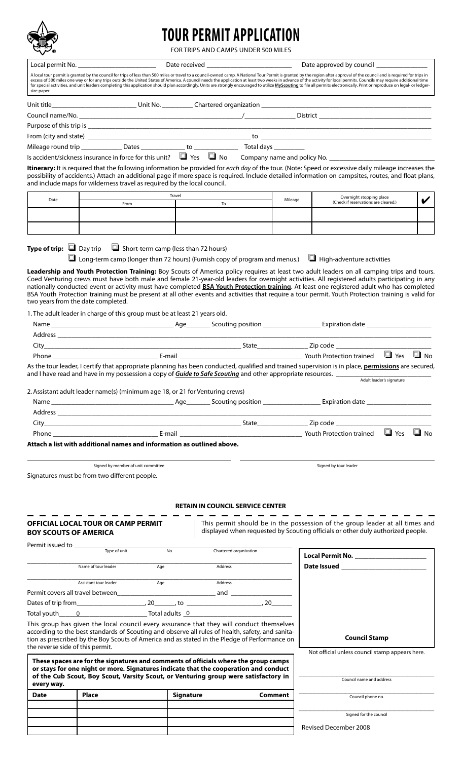# TOUR PERMIT APPLICATION

FOR TRIPS AND CAMPS UNDER 500 MILES

Local permit No. ______________________ Date received ______________________ Date approved by council ______________

A local tour permit is granted by the council for trips of less than 500 miles or travel to a council-owned camp. A National Tour Permit is granted by the region after approval of the council and is required for trips in excess of 500 miles one way or for any trips outside the United States of America. A council needs the application at least two weeks in advance of the activity for local permits. Councils may require additional time for special activities, and unit leaders completing this application should plan accordingly. Units are strongly encouraged to utilize **MyScouting** to file all permits electronically. Print or reproduce on legal- or ledger-size paper.

Unit title______________________ Unit No. ________ Chartered organization ______________________________________

Council name/No. ______________________________________/______________ District ______________________________

Purpose of this trip is ______________________________________________________________________________

From (city and state) ______________________________________ to ______________________________________

Mileage round trip __________ Dates ____________ to ____________ Total days ________

Is accident/sickness insurance in force for this unit? ☐ Yes ☐ No Company name and policy No. ______________________

**Itinerary:** It is required that the following information be provided for *each day* of the tour. (Note: Speed or excessive daily mileage increases the possibility of accidents.) Attach an additional page if more space is required. Include detailed information on campsites, routes, and float plans, and include maps for wilderness travel as required by the local council.

| Date | Travel | | Mileage | Overnight stopping place (Check if reservations are cleared.) | ✔ |
|---|---|---|---|---|---|
| | From | To | | | |
| | | | | | |
| | | | | | |

**Type of trip:** ☐ Day trip ☐ Short-term camp (less than 72 hours)

☐ Long-term camp (longer than 72 hours) (Furnish copy of program and menus.) ☐ High-adventure activities

**Leadership and Youth Protection Training:** Boy Scouts of America policy requires at least two adult leaders on all camping trips and tours. Coed Venturing crews must have both male and female 21-year-old leaders for overnight activities. All registered adults participating in any nationally conducted event or activity must have completed **BSA Youth Protection training**. At least one registered adult who has completed BSA Youth Protection training must be present at all other events and activities that require a tour permit. Youth Protection training is valid for two years from the date completed.

1. The adult leader in charge of this group must be at least 21 years old.

Name ______________________________ Age______ Scouting position ______________ Expiration date ________________

Address ______________________________________________________________________________

City______________________________________________ State______________ Zip code ________________________

Phone ______________________________ E-mail ______________________________ Youth Protection trained ☐ Yes ☐ No

As the tour leader, I certify that appropriate planning has been conducted, qualified and trained supervision is in place, **permissions** are secured, and I have read and have in my possession a copy of ***Guide to Safe Scouting*** and other appropriate resources. ______________________
Adult leader's signature

2. Assistant adult leader name(s) (minimum age 18, or 21 for Venturing crews)

Name ______________________________ Age______ Scouting position ______________ Expiration date ________________

Address ______________________________________________________________________________

City______________________________________________ State______________ Zip code ________________________

Phone ______________________________ E-mail ______________________________ Youth Protection trained ☐ Yes ☐ No

**Attach a list with additional names and information as outlined above.**

______________________________ Signed by member of unit committee

______________________________ Signed by tour leader

Signatures must be from two different people.

**RETAIN IN COUNCIL SERVICE CENTER**

---

**OFFICIAL LOCAL TOUR OR CAMP PERMIT**
**BOY SCOUTS OF AMERICA**

This permit should be in the possession of the group leader at all times and displayed when requested by Scouting officials or other duly authorized people.

Permit issued to ______________ ______ ______________________
Type of unit No. Chartered organization

______________________ ______ ______________________
Name of tour leader Age Address

______________________ ______ ______________________
Assistant tour leader Age Address

Permit covers all travel between__________________________ and __________________

Dates of trip from__________________, 20______, to ____________________, 20______

Total youth_____0_______________ Total adults _0_____________________________

This group has given the local council every assurance that they will conduct themselves according to the best standards of Scouting and observe all rules of health, safety, and sanitation as prescribed by the Boy Scouts of America and as stated in the Pledge of Performance on the reverse side of this permit.

**Local Permit No.** __________________

**Date Issued** ______________________

**Council Stamp**

Not official unless council stamp appears here.

**These spaces are for the signatures and comments of officials where the group camps or stays for one night or more. Signatures indicate that the cooperation and conduct of the Cub Scout, Boy Scout, Varsity Scout, or Venturing group were satisfactory in every way.**

| Date | Place | Signature | Comment |
|---|---|---|---|
| | | | |
| | | | |
| | | | |
| | | | |

______________________________ Council name and address

______________________________ Council phone no.

______________________________ Signed for the council

Revised December 2008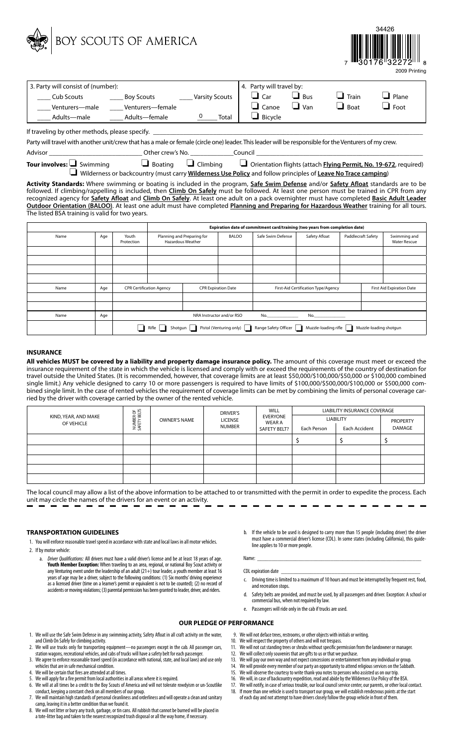BOY SCOUTS OF AMERICA

34426
7 30176 32272 8
2009 Printing

| 3. Party will consist of (number): | | | 4. Party will travel by: | | | |
|---|---|---|---|---|---|---|
| ____ Cub Scouts | ____ Boy Scouts | ____ Varsity Scouts | ☐ Car | ☐ Bus | ☐ Train | ☐ Plane |
| ____ Venturers—male | ____ Venturers—female | | ☐ Canoe | ☐ Van | ☐ Boat | ☐ Foot |
| ____ Adults—male | ____ Adults—female | 0 Total | ☐ Bicycle | | | |

If traveling by other methods, please specify. ________________

Party will travel with another unit/crew that has a male or female (circle one) leader. This leader will be responsible for the Venturers of my crew.

Advisor ________________ Other crew's No. ________ Council ________________

**Tour involves:** ☐ Swimming ☐ Boating ☐ Climbing ☐ Orientation flights (attach **Flying Permit, No. 19-672**, required)
☐ Wilderness or backcountry (must carry **Wilderness Use Policy** and follow principles of **Leave No Trace camping**)

**Activity Standards:** Where swimming or boating is included in the program, **Safe Swim Defense** and/or **Safety Afloat** standards are to be followed. If climbing/rappelling is included, then **Climb On Safely** must be followed. At least one person must be trained in CPR from any recognized agency for **Safety Afloat** and **Climb On Safely**. At least one adult on a pack overnighter must have completed **Basic Adult Leader Outdoor Orientation (BALOO)**. At least one adult must have completed **Planning and Preparing for Hazardous Weather** training for all tours. The listed BSA training is valid for two years.

| | | | Expiration date of commitment card/training (two years from completion date) | | | | | |
|---|---|---|---|---|---|---|---|---|
| Name | Age | Youth Protection | Planning and Preparing for Hazardous Weather | BALOO | Safe Swim Defense | Safety Afloat | Paddlecraft Safety | Swimming and Water Rescue |
| | | | | | | | | |
| | | | | | | | | |
| | | | | | | | | |
| | | | | | | | | |

| Name | Age | CPR Certification Agency | CPR Expiration Date | First-Aid Certification Type/Agency | First Aid Expiration Date |
|---|---|---|---|---|---|
| | | | | | |
| | | | | | |

| Name | Age | NRA Instructor and/or RSO No.________ No.________ |
|---|---|---|
| | | ☐ Rifle ☐ Shotgun ☐ Pistol (Venturing only) ☐ Range Safety Officer ☐ Muzzle-loading rifle ☐ Muzzle-loading shotgun |

## INSURANCE

**All vehicles MUST be covered by a liability and property damage insurance policy.** The amount of this coverage must meet or exceed the insurance requirement of the state in which the vehicle is licensed and comply with or exceed the requirements of the country of destination for travel outside the United States. (It is recommended, however, that coverage limits are at least $50,000/$100,000/$50,000 or $100,000 combined single limit.) Any vehicle designed to carry 10 or more passengers is required to have limits of $100,000/$500,000/$100,000 or $500,000 combined single limit. In the case of rented vehicles the requirement of coverage limits can be met by combining the limits of personal coverage carried by the driver with coverage carried by the owner of the rented vehicle.

| KIND, YEAR, AND MAKE OF VEHICLE | NUMBER OF SAFETY BELTS | OWNER'S NAME | DRIVER'S LICENSE NUMBER | WILL EVERYONE WEAR A SAFETY BELT? | LIABILITY INSURANCE COVERAGE — LIABILITY Each Person | LIABILITY INSURANCE COVERAGE — LIABILITY Each Accident | PROPERTY DAMAGE |
|---|---|---|---|---|---|---|---|
| | | | | | $ | $ | $ |
| | | | | | | | |
| | | | | | | | |
| | | | | | | | |
| | | | | | | | |

The local council may allow a list of the above information to be attached to or transmitted with the permit in order to expedite the process. Each unit may circle the names of the drivers for an event or an activity.

## TRANSPORTATION GUIDELINES

1. You will enforce reasonable travel speed in accordance with state and local laws in all motor vehicles.
2. If by motor vehicle:
   a. *Driver Qualifications:* All drivers must have a valid driver's license and be at least 18 years of age. **Youth Member Exception:** When traveling to an area, regional, or national Boy Scout activity or any Venturing event under the leadership of an adult (21+) tour leader, a youth member at least 16 years of age may be a driver, subject to the following conditions: (1) Six months' driving experience as a licensed driver (time on a learner's permit or equivalent is not to be counted); (2) no record of accidents or moving violations; (3) parental permission has been granted to leader, driver, and riders.
   b. If the vehicle to be used is designed to carry more than 15 people (including driver) the driver must have a commercial driver's license (CDL). In some states (including California), this guideline applies to 10 or more people.

   Name: ________________

   CDL expiration date ________________

   c. Driving time is limited to a maximum of 10 hours and must be interrupted by frequent rest, food, and recreation stops.
   d. Safety belts are provided, and must be used, by all passengers and driver. Exception: A school or commercial bus, when not required by law.
   e. Passengers will ride only in the cab if trucks are used.

## OUR PLEDGE OF PERFORMANCE

1. We will use the Safe Swim Defense in any swimming activity, Safety Afloat in all craft activity on the water, and Climb On Safely for climbing activity.
2. We will use trucks only for transporting equipment—no passengers except in the cab. All passenger cars, station wagons, recreational vehicles, and cabs of trucks will have a safety belt for each passenger.
3. We agree to enforce reasonable travel speed (in accordance with national, state, and local laws) and use only vehicles that are in safe mechanical condition.
4. We will be certain that fires are attended at all times.
5. We will apply for a fire permit from local authorities in all areas where it is required.
6. We will at all times be a credit to the Boy Scouts of America and will not tolerate rowdyism or un-Scoutlike conduct, keeping a constant check on all members of our group.
7. We will maintain high standards of personal cleanliness and orderliness and will operate a clean and sanitary camp, leaving it in a better condition than we found it.
8. We will not litter or bury any trash, garbage, or tin cans. All rubbish that cannot be burned will be placed in a tote-litter bag and taken to the nearest recognized trash disposal or all the way home, if necessary.
9. We will not deface trees, restrooms, or other objects with initials or writing.
10. We will respect the property of others and will not trespass.
11. We will not cut standing trees or shrubs without specific permission from the landowner or manager.
12. We will collect only souvenirs that are gifts to us or that we purchase.
13. We will pay our own way and not expect concessions or entertainment from any individual or group.
14. We will provide every member of our party an opportunity to attend religious services on the Sabbath.
15. We will observe the courtesy to write thank-you notes to persons who assisted us on our trip.
16. We will, in case of backcountry expedition, read and abide by the Wilderness Use Policy of the BSA.
17. We will notify, in case of serious trouble, our local council service center, our parents, or other local contact.
18. If more than one vehicle is used to transport our group, we will establish rendezvous points at the start of each day and not attempt to have drivers closely follow the group vehicle in front of them.